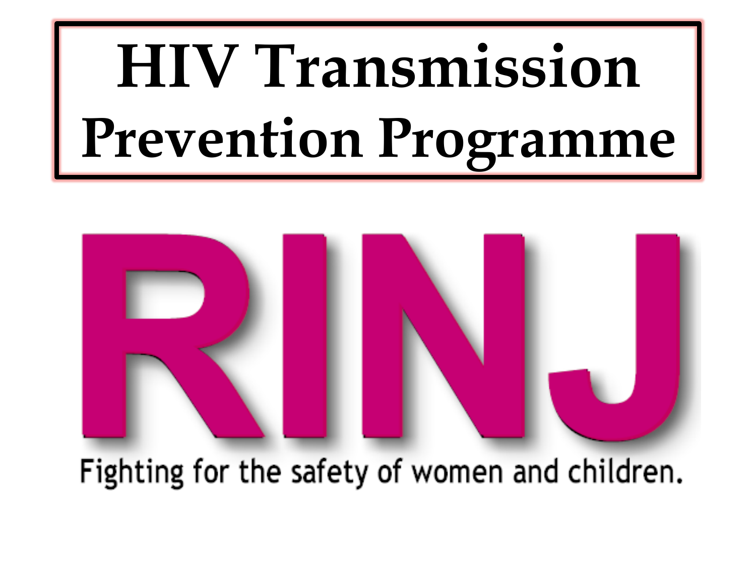# HIV Transmission Prevention Programme

**RINJ**

Fighting for the safety of women and children.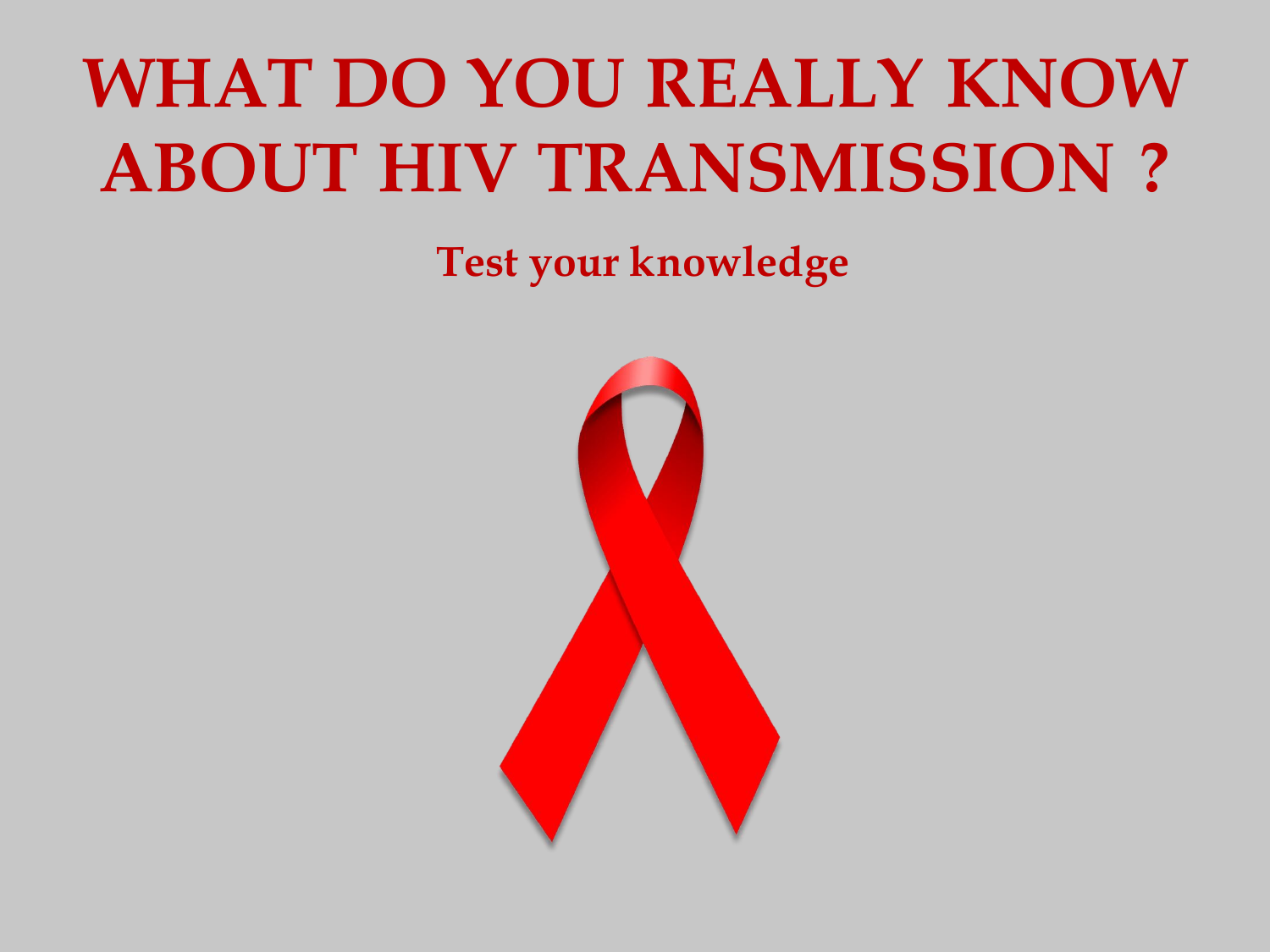# WHAT DO YOU REALLY KNOW ABOUT HIV TRANSMISSION ?

**Test your knowledge**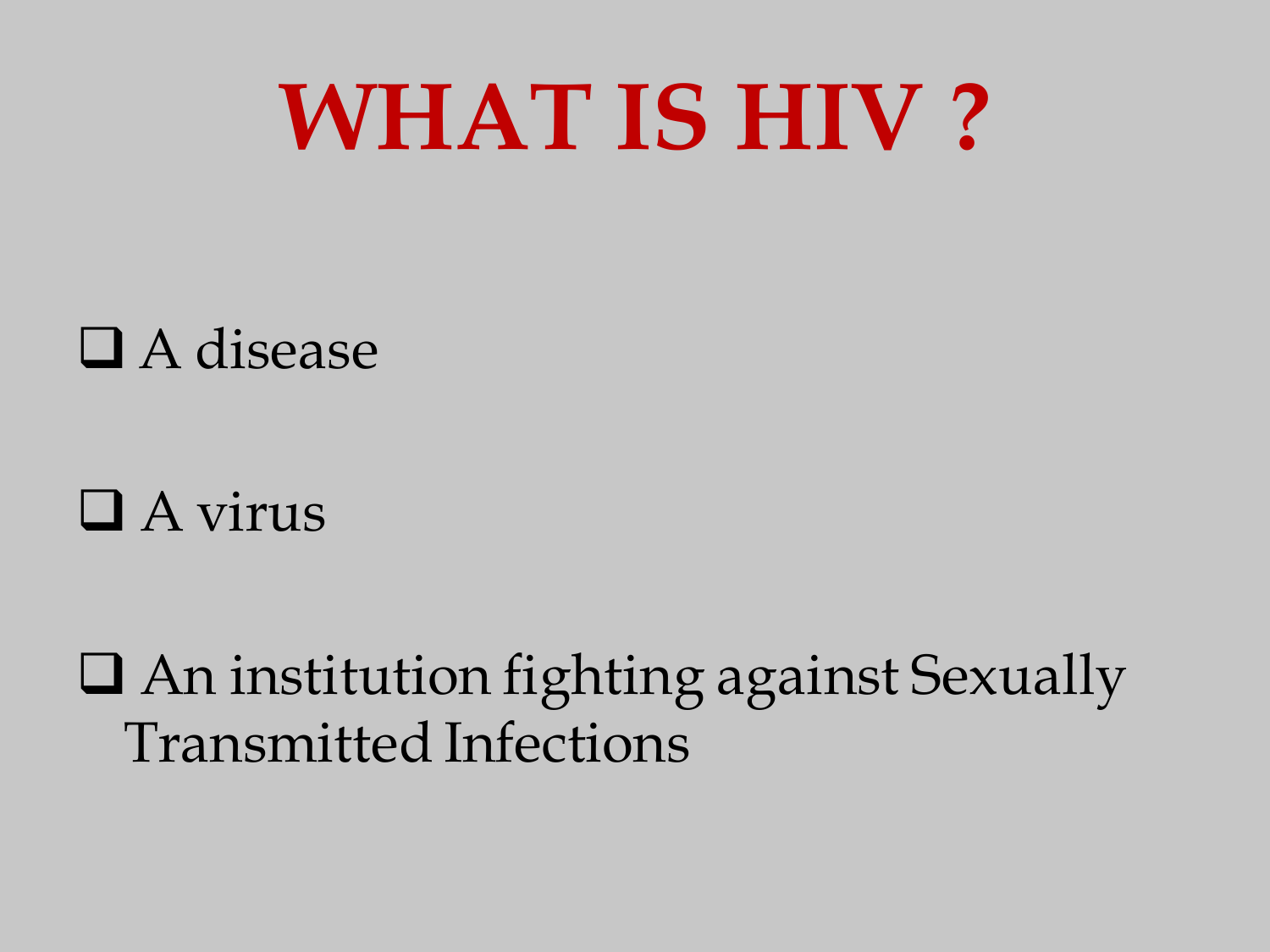# WHAT IS HIV ?

- A disease
- A virus
- An institution fighting against Sexually Transmitted Infections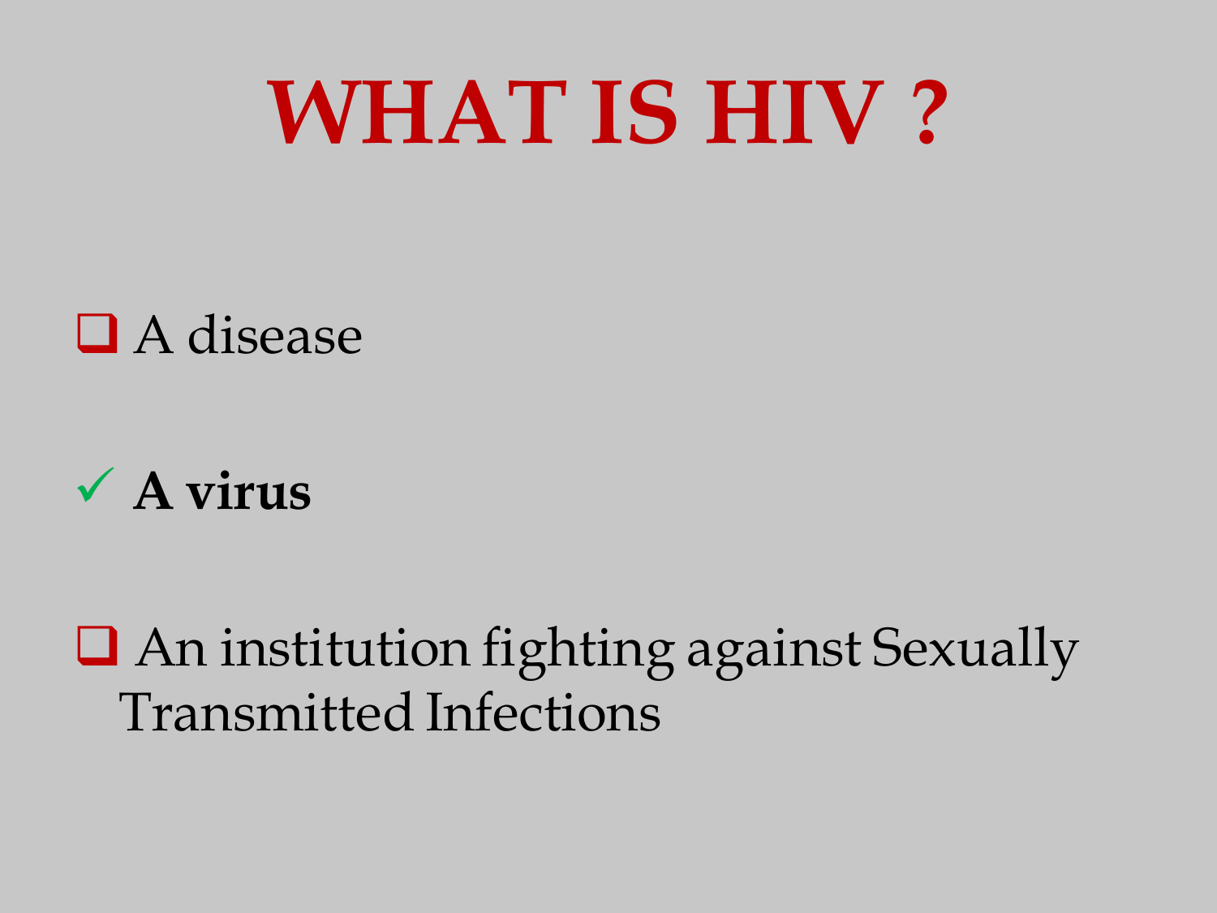# WHAT IS HIV ?

- ❑ A disease
- ✓ **A virus**
- ❑ An institution fighting against Sexually Transmitted Infections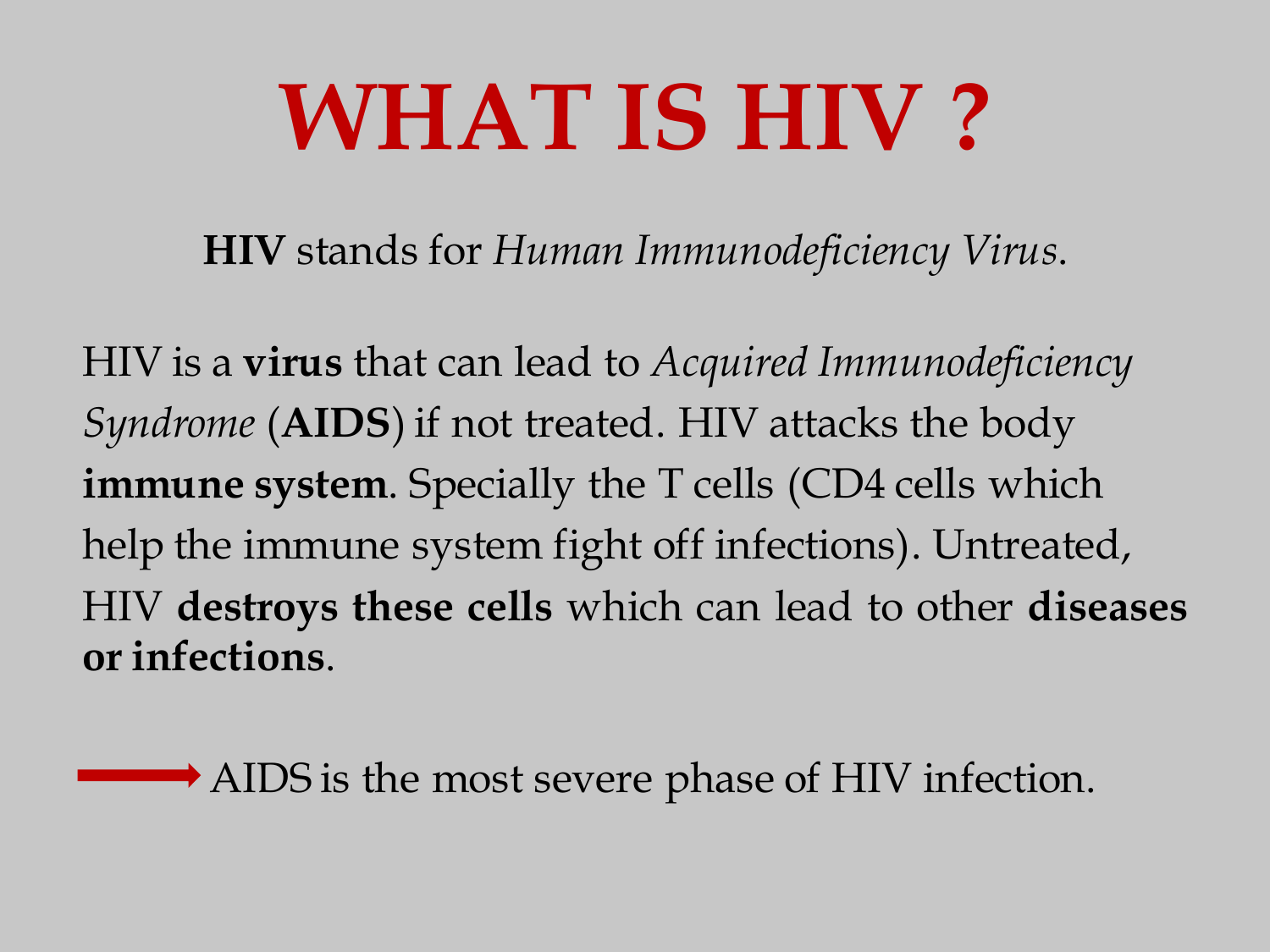# WHAT IS HIV ?

**HIV** stands for *Human Immunodeficiency Virus*.

HIV is a **virus** that can lead to *Acquired Immunodeficiency Syndrome* (**AIDS**) if not treated. HIV attacks the body **immune system**. Specially the T cells (CD4 cells which help the immune system fight off infections). Untreated, HIV **destroys these cells** which can lead to other **diseases or infections**.

→ AIDS is the most severe phase of HIV infection.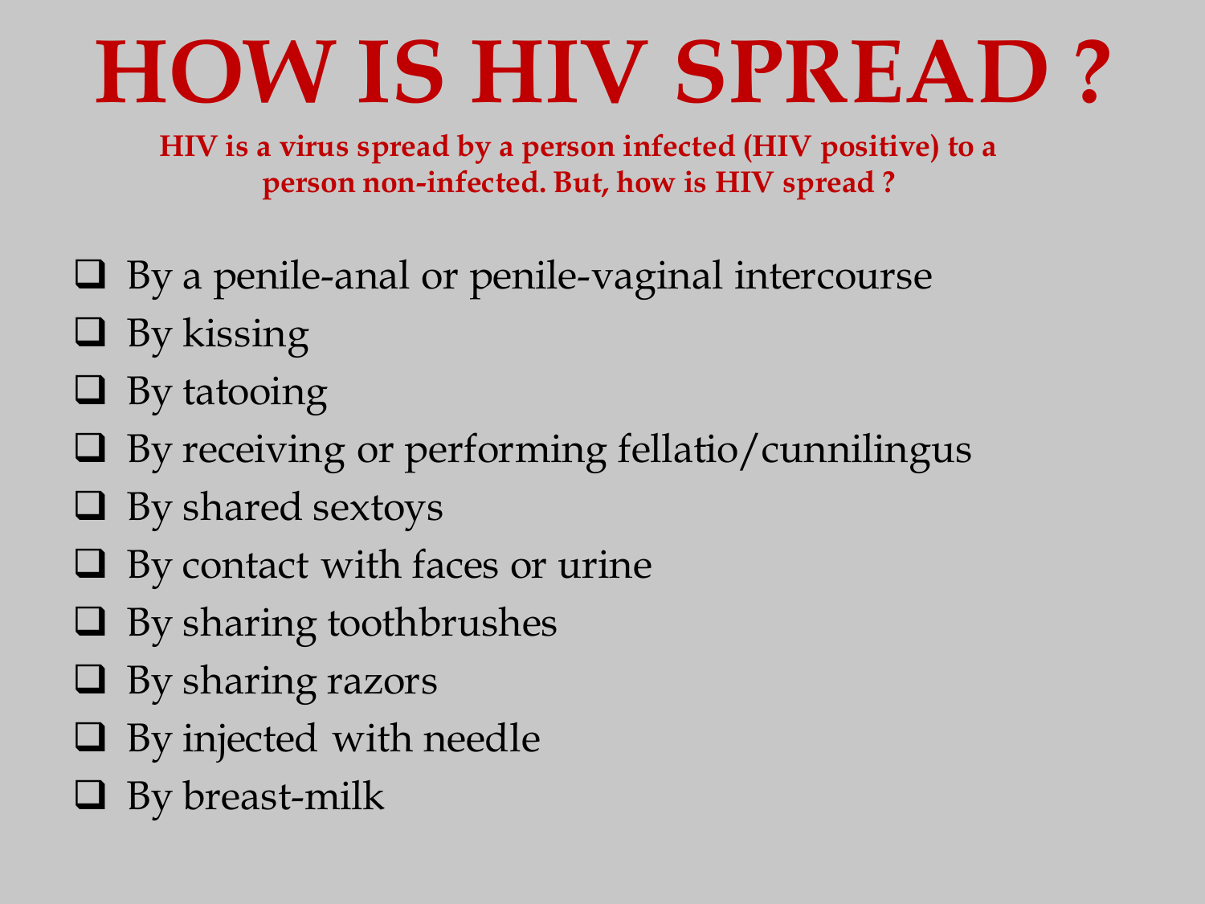# HOW IS HIV SPREAD ?

**HIV is a virus spread by a person infected (HIV positive) to a person non-infected. But, how is HIV spread ?**

- ❑ By a penile-anal or penile-vaginal intercourse
- ❑ By kissing
- ❑ By tatooing
- ❑ By receiving or performing fellatio/cunnilingus
- ❑ By shared sextoys
- ❑ By contact with faces or urine
- ❑ By sharing toothbrushes
- ❑ By sharing razors
- ❑ By injected with needle
- ❑ By breast-milk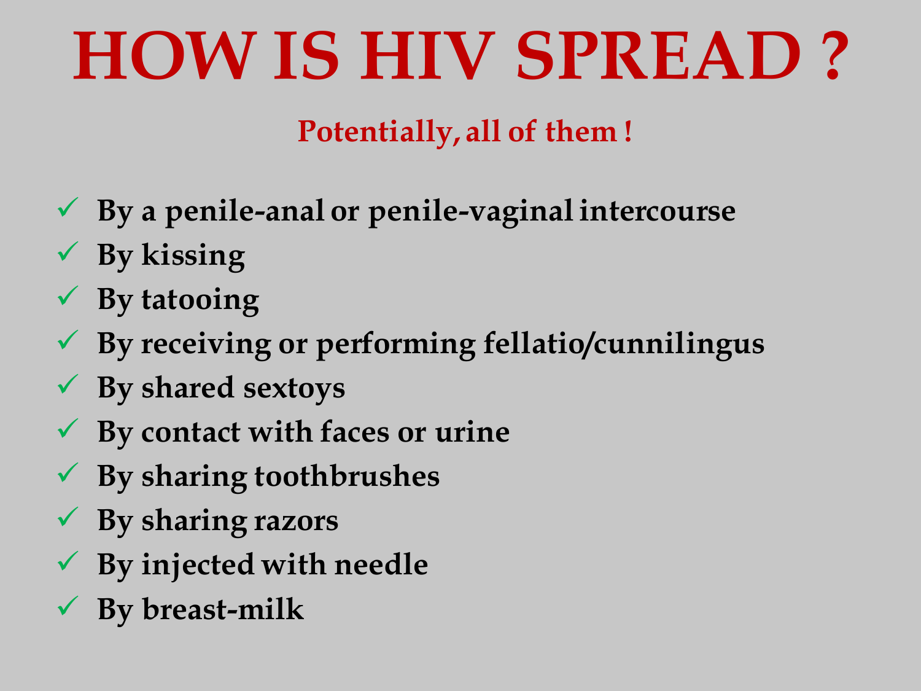# HOW IS HIV SPREAD ?

**Potentially, all of them !**

- ✓ **By a penile-anal or penile-vaginal intercourse**
- ✓ **By kissing**
- ✓ **By tatooing**
- ✓ **By receiving or performing fellatio/cunnilingus**
- ✓ **By shared sextoys**
- ✓ **By contact with faces or urine**
- ✓ **By sharing toothbrushes**
- ✓ **By sharing razors**
- ✓ **By injected with needle**
- ✓ **By breast-milk**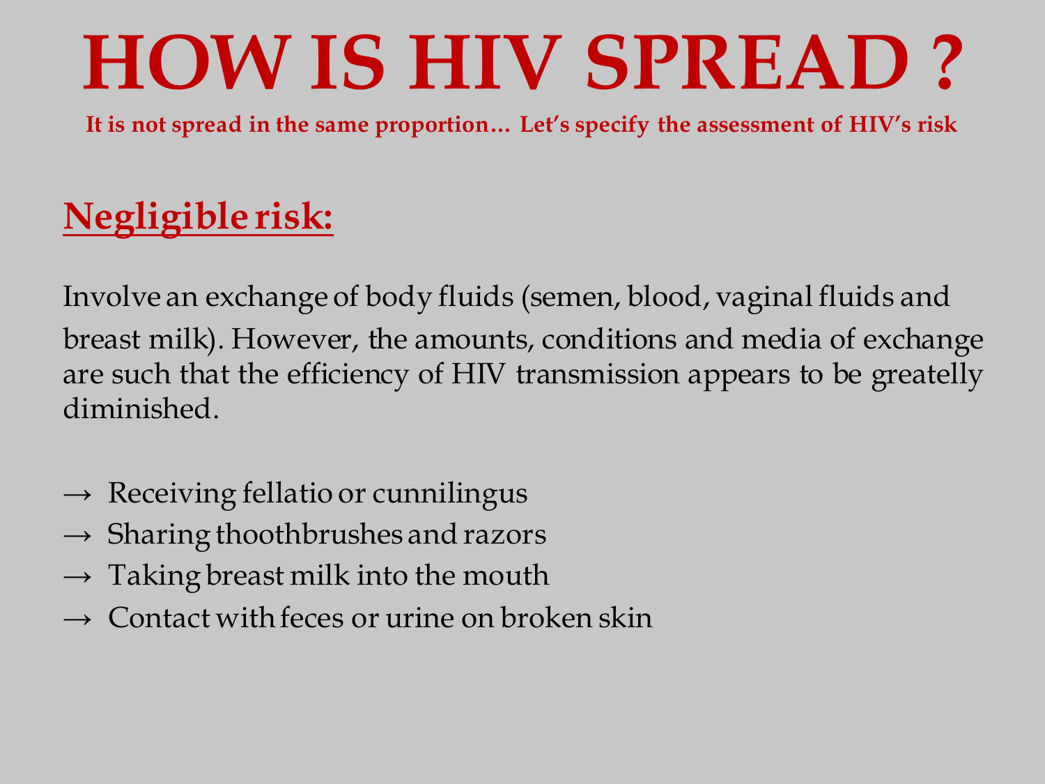# HOW IS HIV SPREAD ?

**It is not spread in the same proportion… Let's specify the assessment of HIV's risk**

## Negligible risk:

Involve an exchange of body fluids (semen, blood, vaginal fluids and breast milk). However, the amounts, conditions and media of exchange are such that the efficiency of HIV transmission appears to be greatelly diminished.

→ Receiving fellatio or cunnilingus
→ Sharing thoothbrushes and razors
→ Taking breast milk into the mouth
→ Contact with feces or urine on broken skin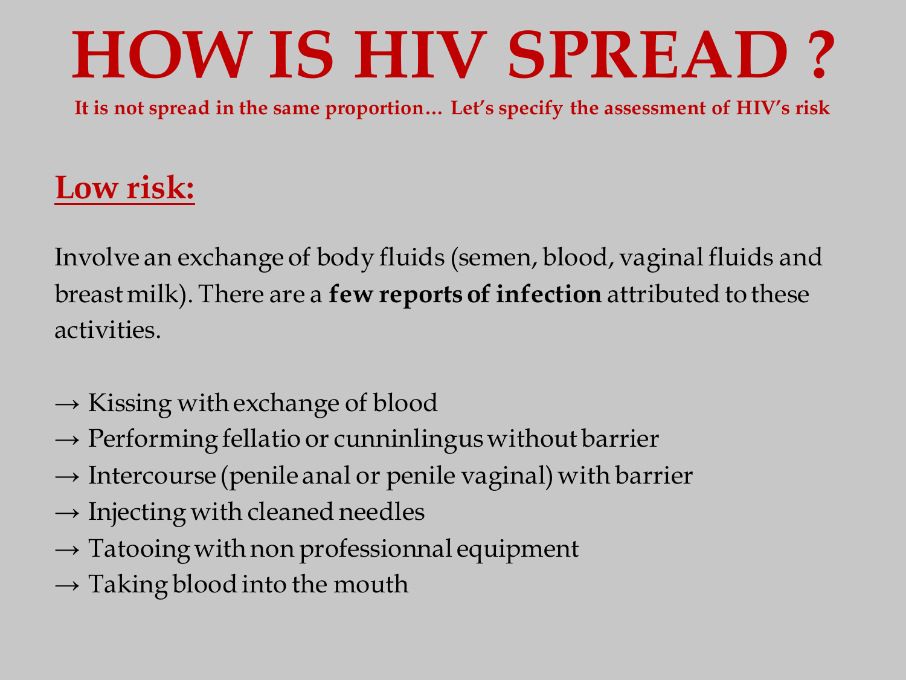# HOW IS HIV SPREAD ?

**It is not spread in the same proportion… Let's specify the assessment of HIV's risk**

## Low risk:

Involve an exchange of body fluids (semen, blood, vaginal fluids and breast milk). There are a **few reports of infection** attributed to these activities.

→ Kissing with exchange of blood
→ Performing fellatio or cunninlingus without barrier
→ Intercourse (penile anal or penile vaginal) with barrier
→ Injecting with cleaned needles
→ Tatooing with non professionnal equipment
→ Taking blood into the mouth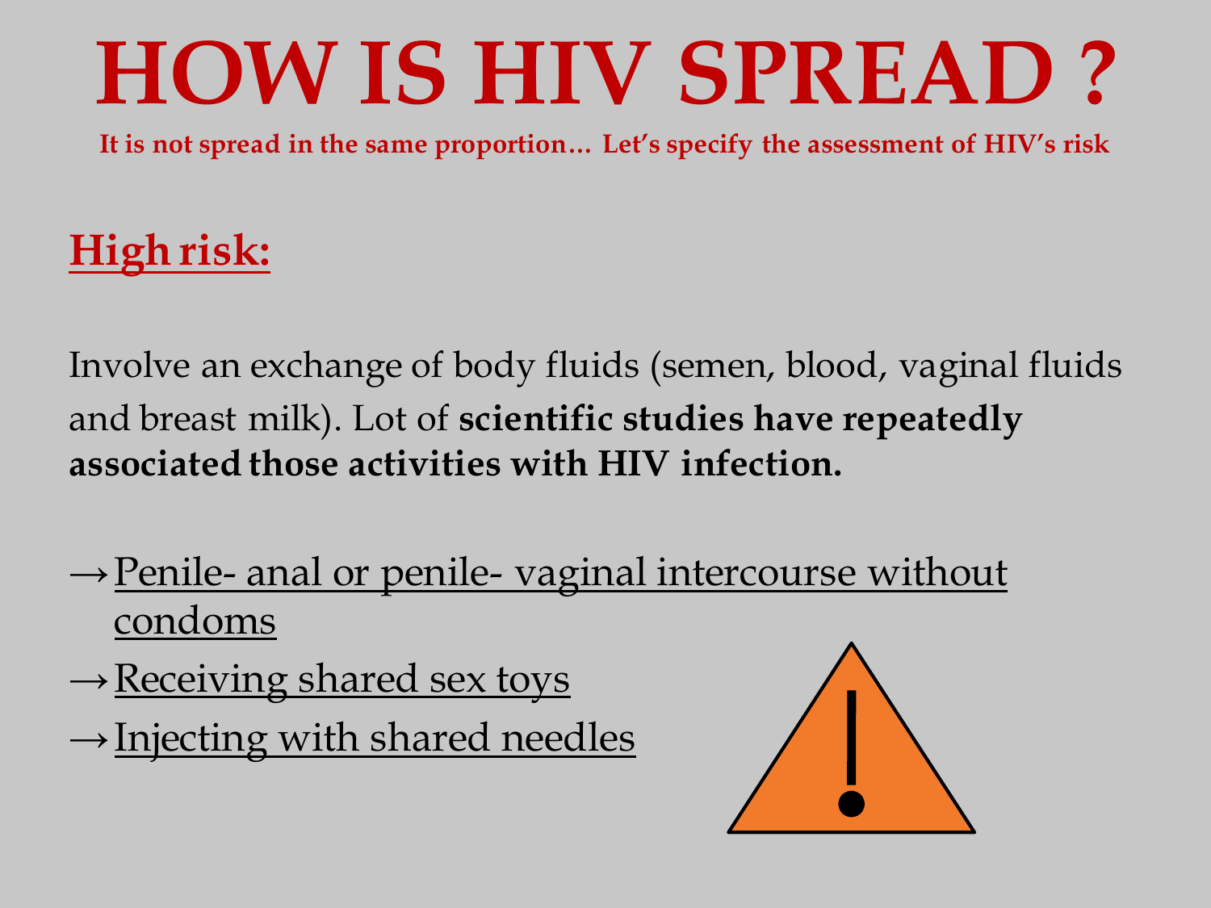# HOW IS HIV SPREAD ?

**It is not spread in the same proportion… Let's specify the assessment of HIV's risk**

## High risk:

Involve an exchange of body fluids (semen, blood, vaginal fluids and breast milk). Lot of **scientific studies have repeatedly associated those activities with HIV infection.**

→ Penile- anal or penile- vaginal intercourse without condoms
→ Receiving shared sex toys
→ Injecting with shared needles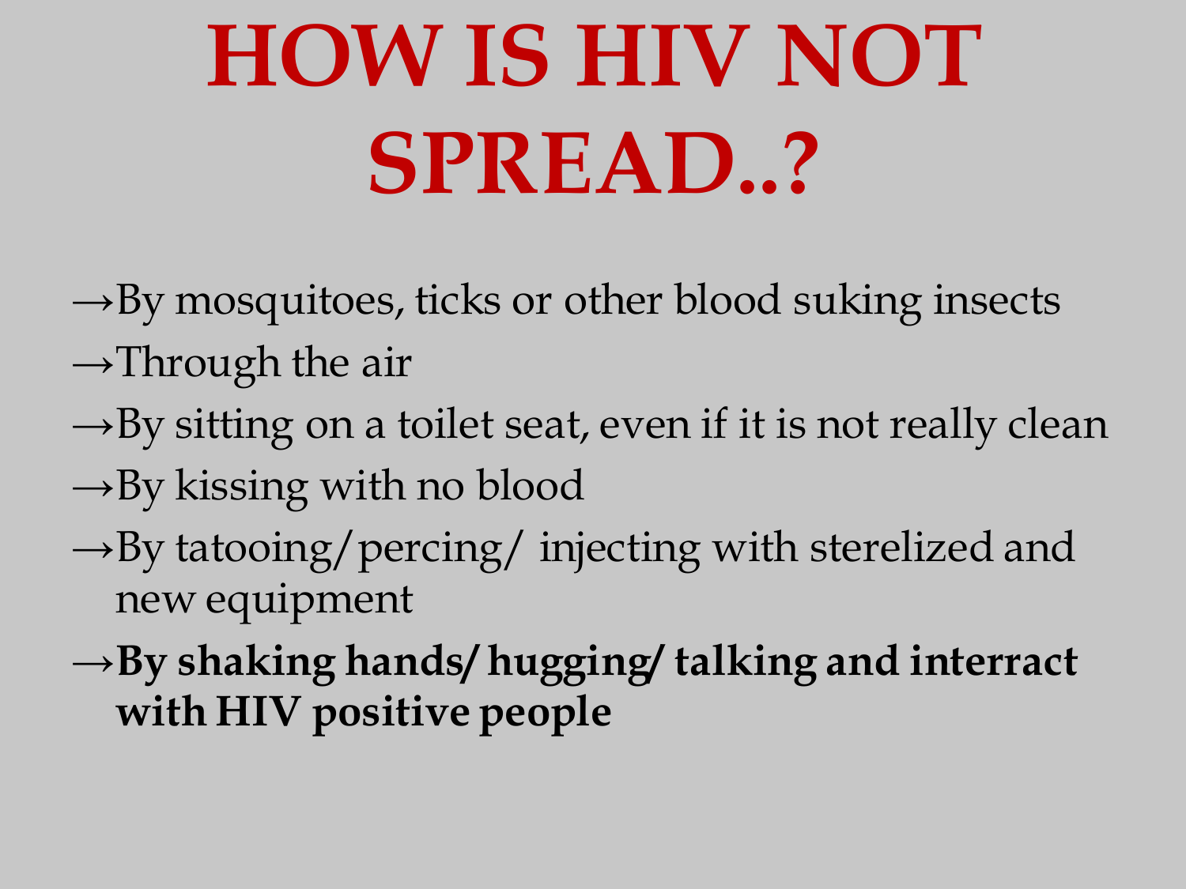# HOW IS HIV NOT SPREAD..?

→By mosquitoes, ticks or other blood suking insects

→Through the air

→By sitting on a toilet seat, even if it is not really clean

→By kissing with no blood

→By tatooing/percing/ injecting with sterelized and new equipment

→**By shaking hands/ hugging/ talking and interract with HIV positive people**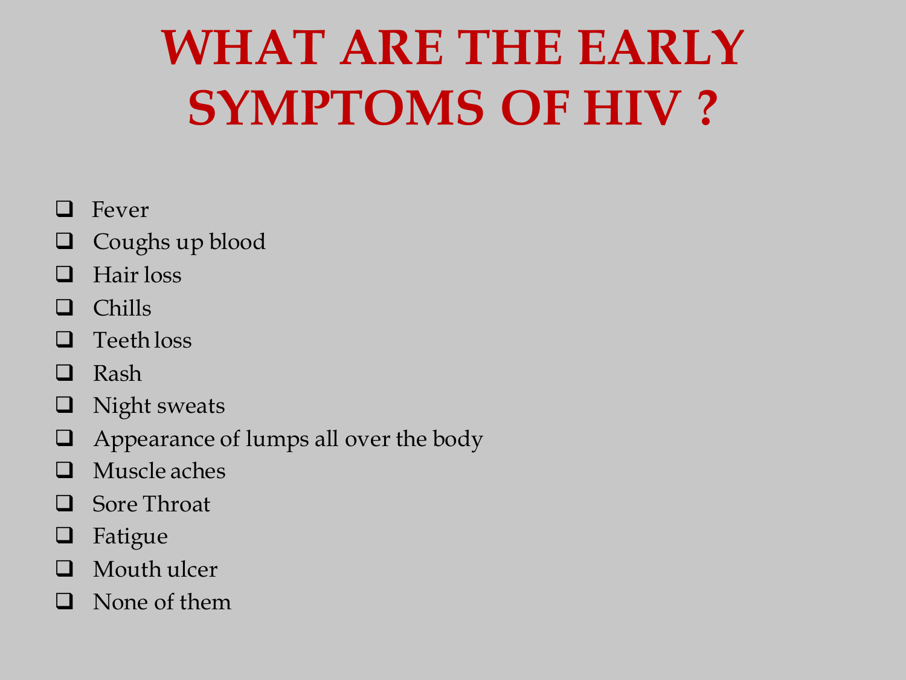# WHAT ARE THE EARLY SYMPTOMS OF HIV ?

- Fever
- Coughs up blood
- Hair loss
- Chills
- Teeth loss
- Rash
- Night sweats
- Appearance of lumps all over the body
- Muscle aches
- Sore Throat
- Fatigue
- Mouth ulcer
- None of them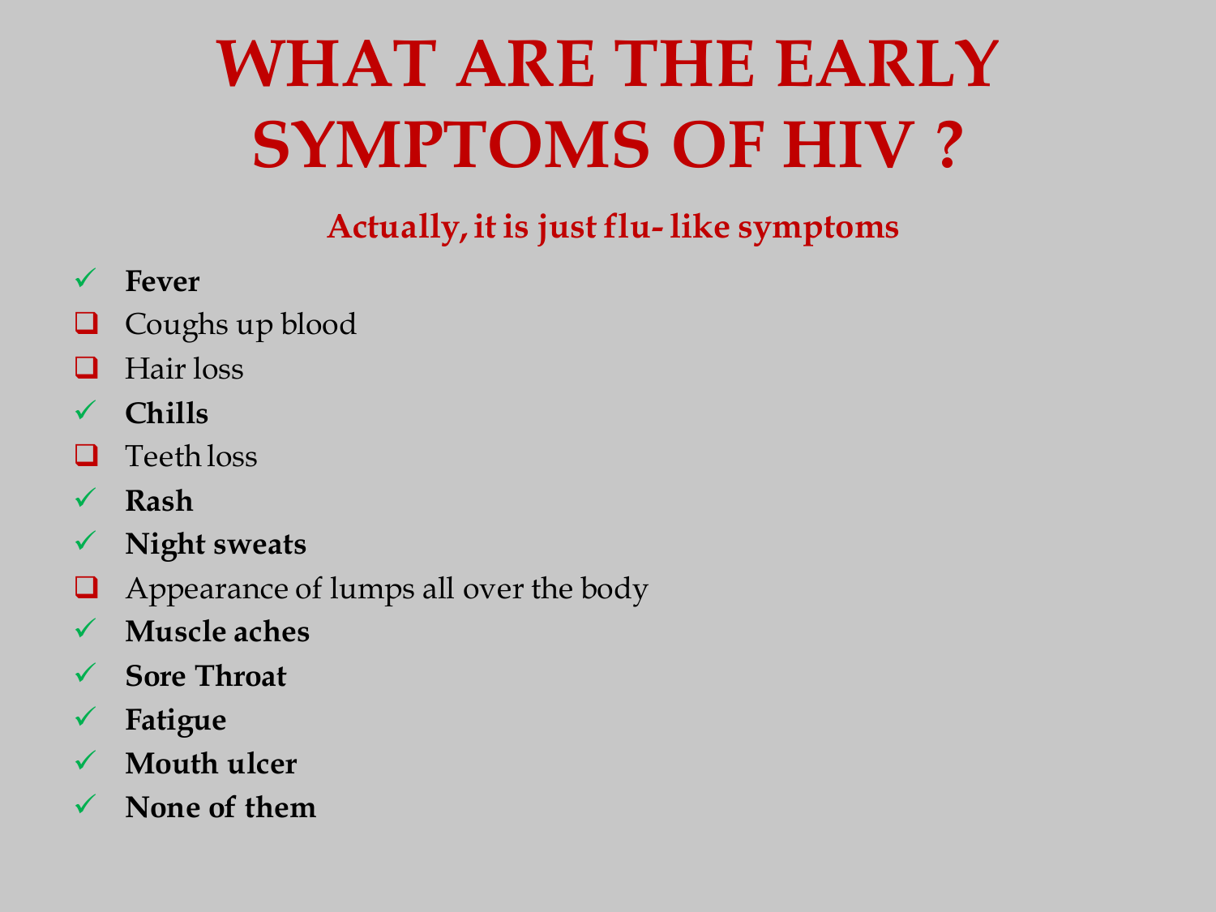# WHAT ARE THE EARLY SYMPTOMS OF HIV ?

**Actually, it is just flu- like symptoms**

- ✓ **Fever**
- ❑ Coughs up blood
- ❑ Hair loss
- ✓ **Chills**
- ❑ Teeth loss
- ✓ **Rash**
- ✓ **Night sweats**
- ❑ Appearance of lumps all over the body
- ✓ **Muscle aches**
- ✓ **Sore Throat**
- ✓ **Fatigue**
- ✓ **Mouth ulcer**
- ✓ **None of them**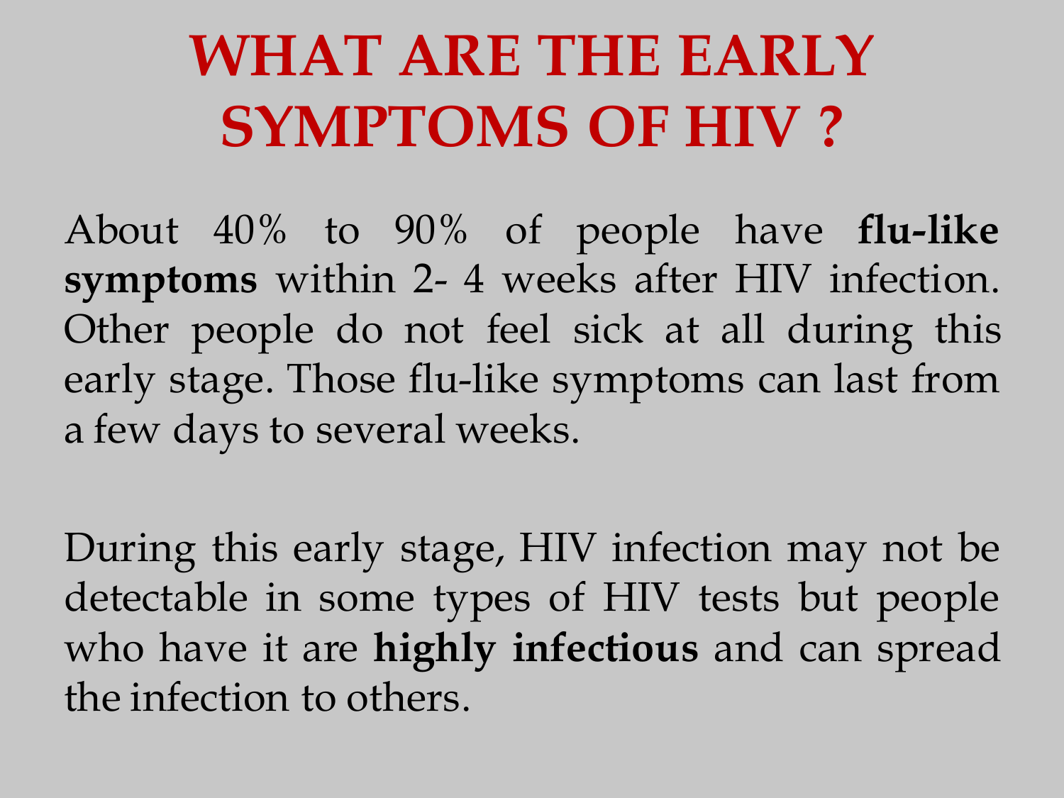# WHAT ARE THE EARLY SYMPTOMS OF HIV ?

About 40% to 90% of people have **flu-like symptoms** within 2- 4 weeks after HIV infection. Other people do not feel sick at all during this early stage. Those flu-like symptoms can last from a few days to several weeks.

During this early stage, HIV infection may not be detectable in some types of HIV tests but people who have it are **highly infectious** and can spread the infection to others.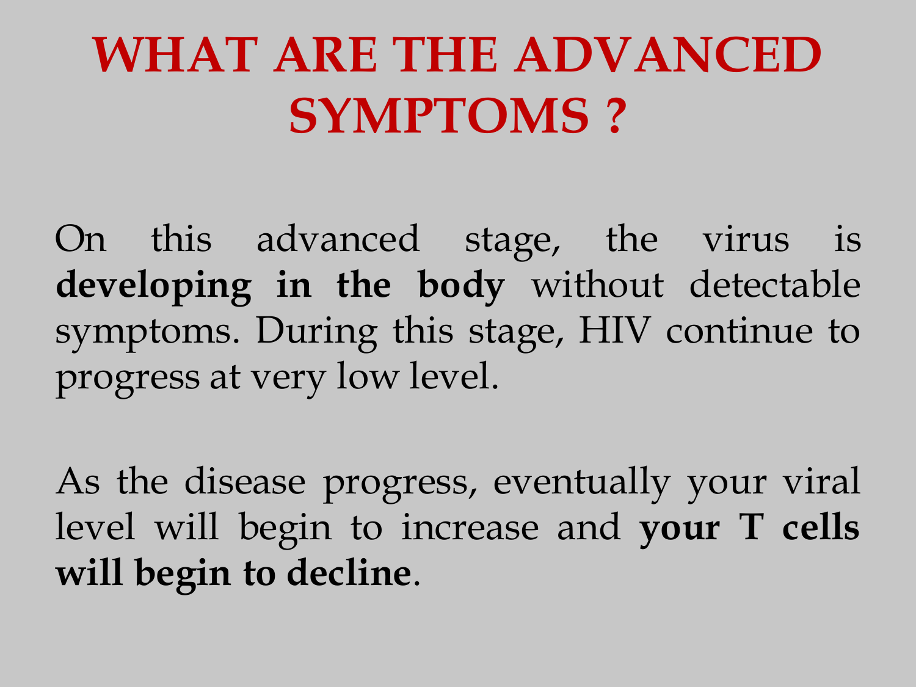# WHAT ARE THE ADVANCED SYMPTOMS ?

On this advanced stage, the virus is **developing in the body** without detectable symptoms. During this stage, HIV continue to progress at very low level.

As the disease progress, eventually your viral level will begin to increase and **your T cells will begin to decline**.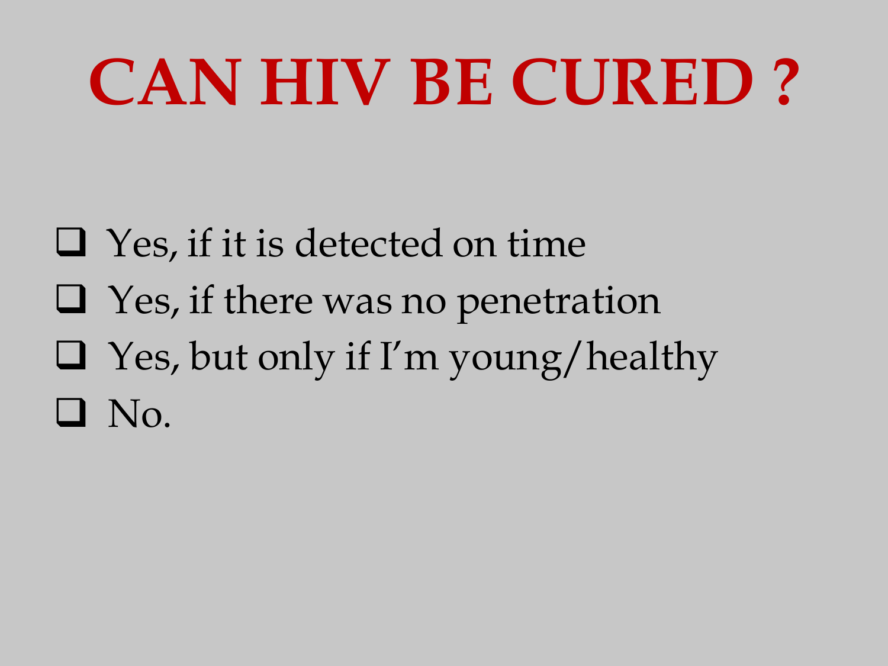# CAN HIV BE CURED ?

- [ ] Yes, if it is detected on time
- [ ] Yes, if there was no penetration
- [ ] Yes, but only if I'm young/healthy
- [ ] No.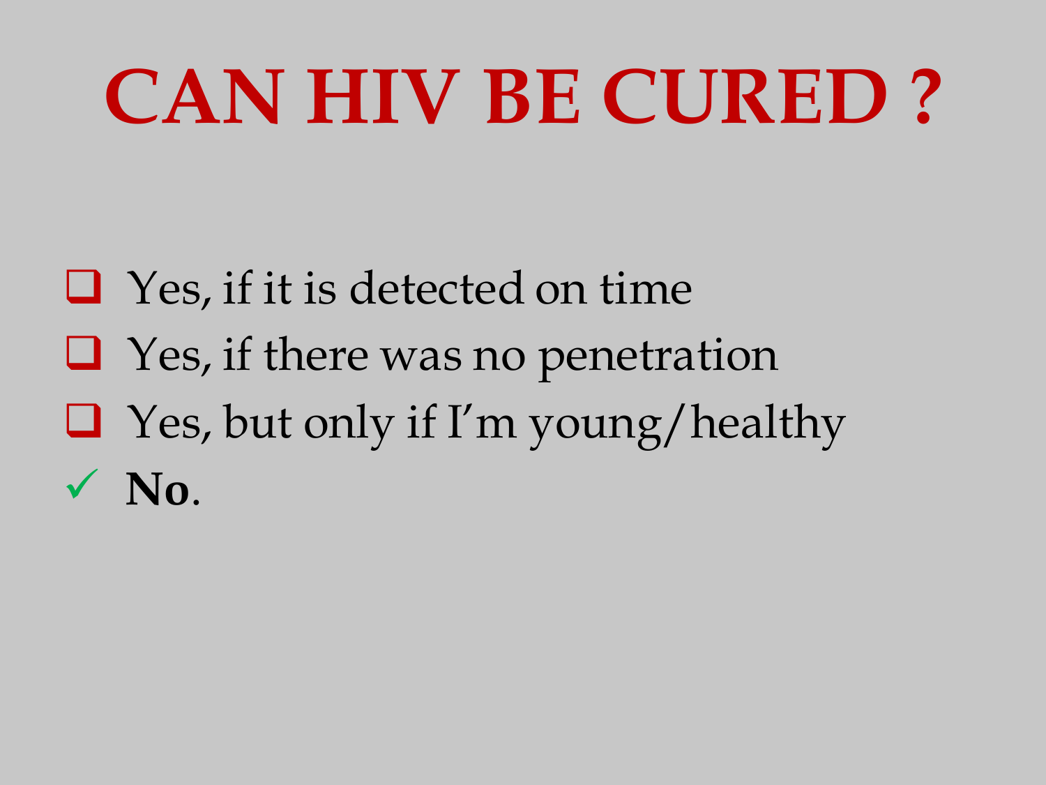# CAN HIV BE CURED ?

- ❑ Yes, if it is detected on time
- ❑ Yes, if there was no penetration
- ❑ Yes, but only if I'm young/healthy
- ✓ **No**.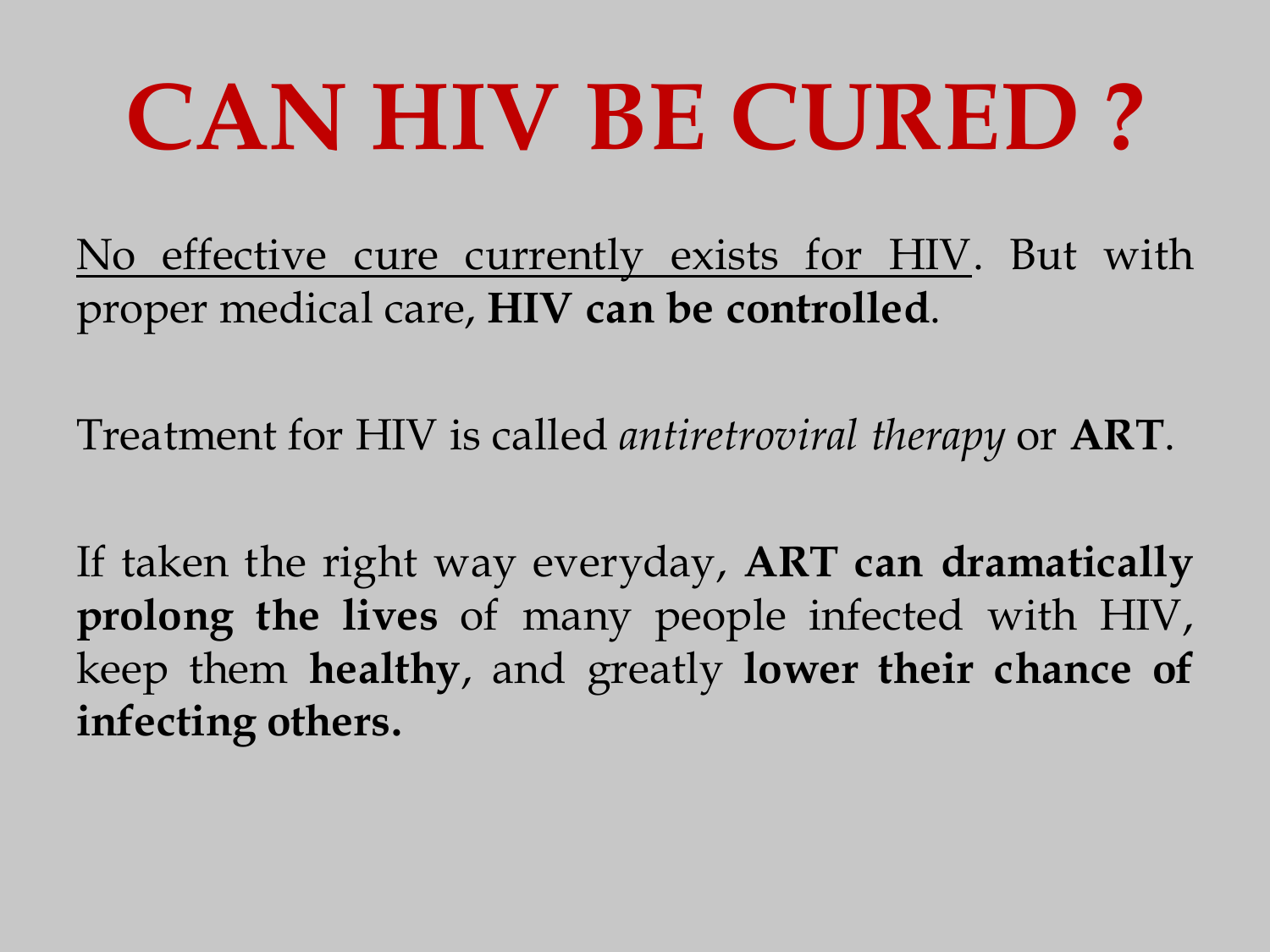# CAN HIV BE CURED ?

No effective cure currently exists for HIV. But with proper medical care, **HIV can be controlled**.

Treatment for HIV is called *antiretroviral therapy* or **ART**.

If taken the right way everyday, **ART can dramatically prolong the lives** of many people infected with HIV, keep them **healthy**, and greatly **lower their chance of infecting others.**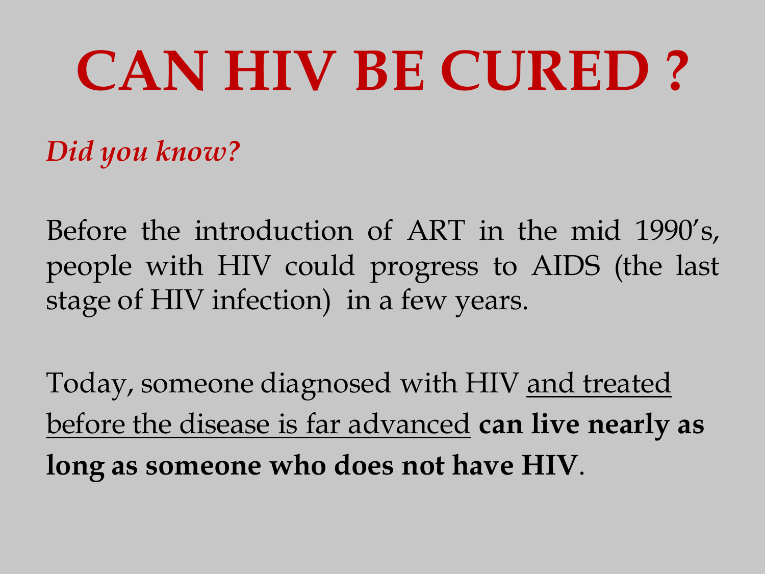# CAN HIV BE CURED ?

*Did you know?*

Before the introduction of ART in the mid 1990's, people with HIV could progress to AIDS (the last stage of HIV infection) in a few years.

Today, someone diagnosed with HIV <u>and treated before the disease is far advanced</u> **can live nearly as long as someone who does not have HIV**.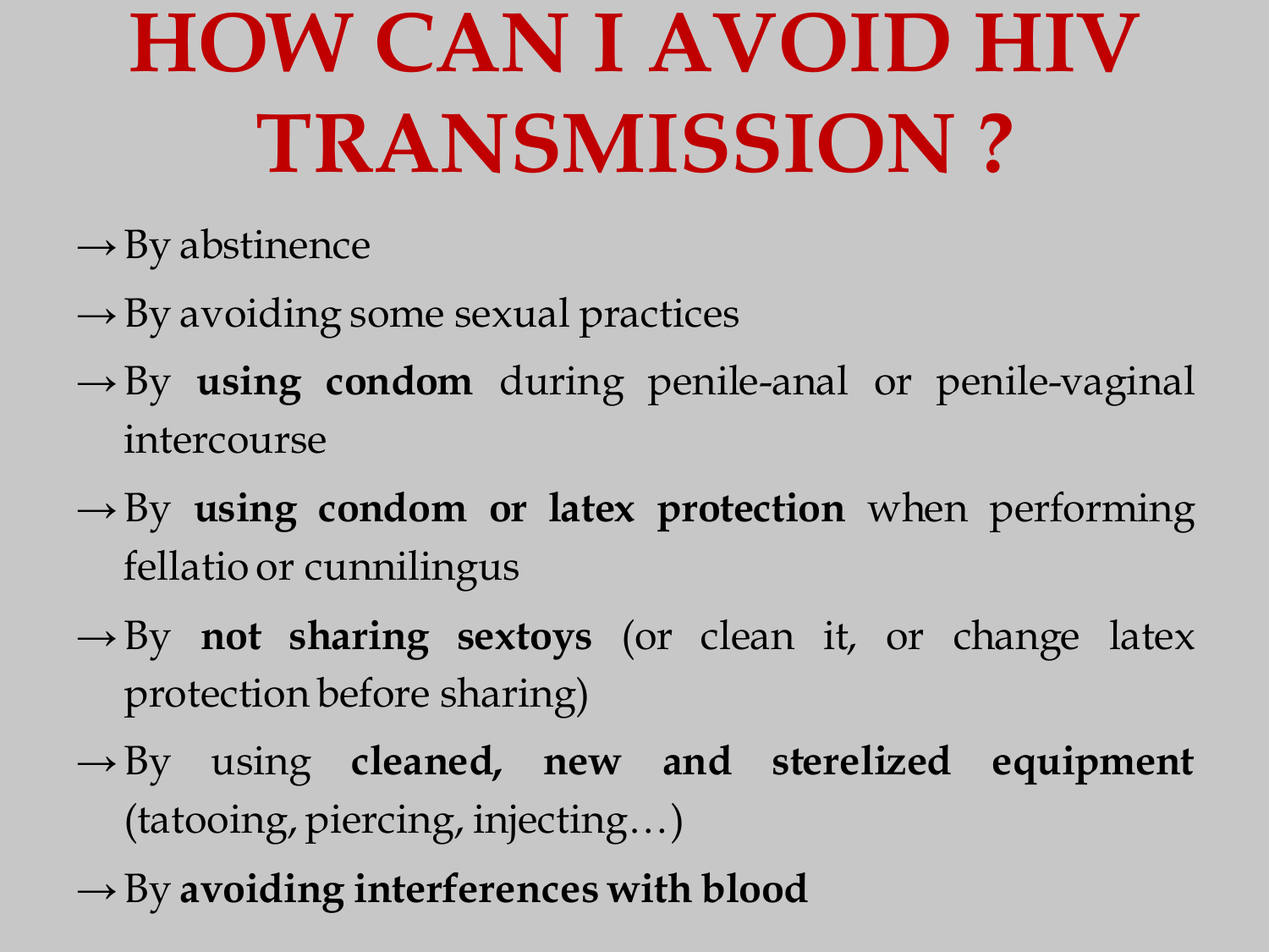# HOW CAN I AVOID HIV TRANSMISSION ?

→ By abstinence

→ By avoiding some sexual practices

→ By **using condom** during penile-anal or penile-vaginal intercourse

→ By **using condom or latex protection** when performing fellatio or cunnilingus

→ By **not sharing sextoys** (or clean it, or change latex protection before sharing)

→ By using **cleaned, new and sterelized equipment** (tatooing, piercing, injecting…)

→ By **avoiding interferences with blood**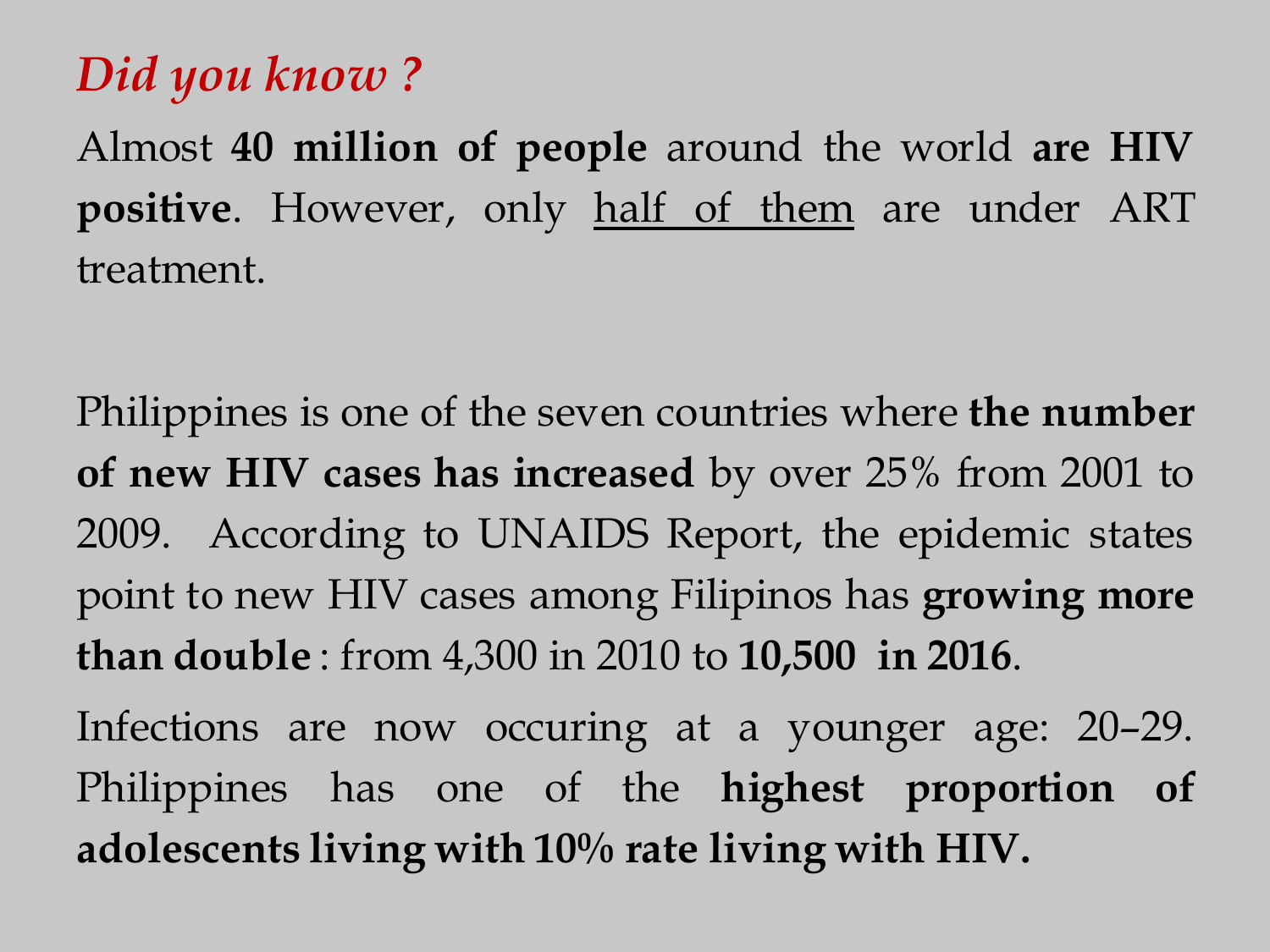## *Did you know ?*

Almost **40 million of people** around the world **are HIV positive**. However, only <u>half of them</u> are under ART treatment.

Philippines is one of the seven countries where **the number of new HIV cases has increased** by over 25% from 2001 to 2009. According to UNAIDS Report, the epidemic states point to new HIV cases among Filipinos has **growing more than double** : from 4,300 in 2010 to **10,500 in 2016**.

Infections are now occuring at a younger age: 20–29. Philippines has one of the **highest proportion of adolescents living with 10% rate living with HIV.**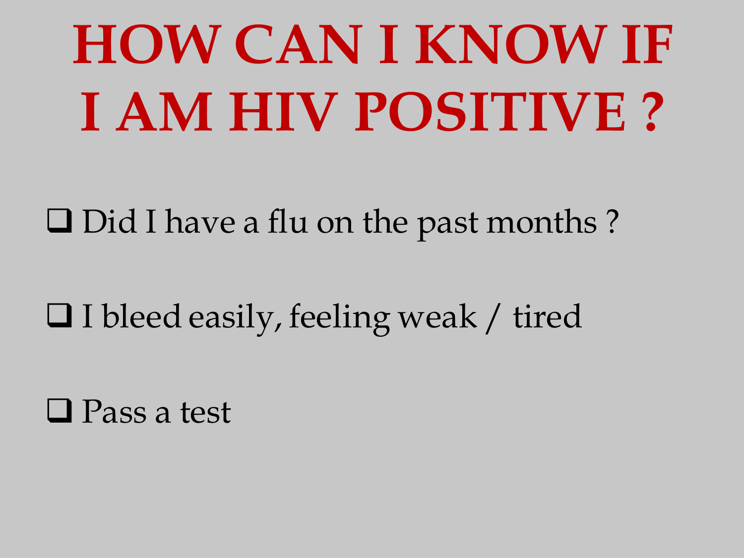# HOW CAN I KNOW IF I AM HIV POSITIVE ?

- Did I have a flu on the past months ?
- I bleed easily, feeling weak / tired
- Pass a test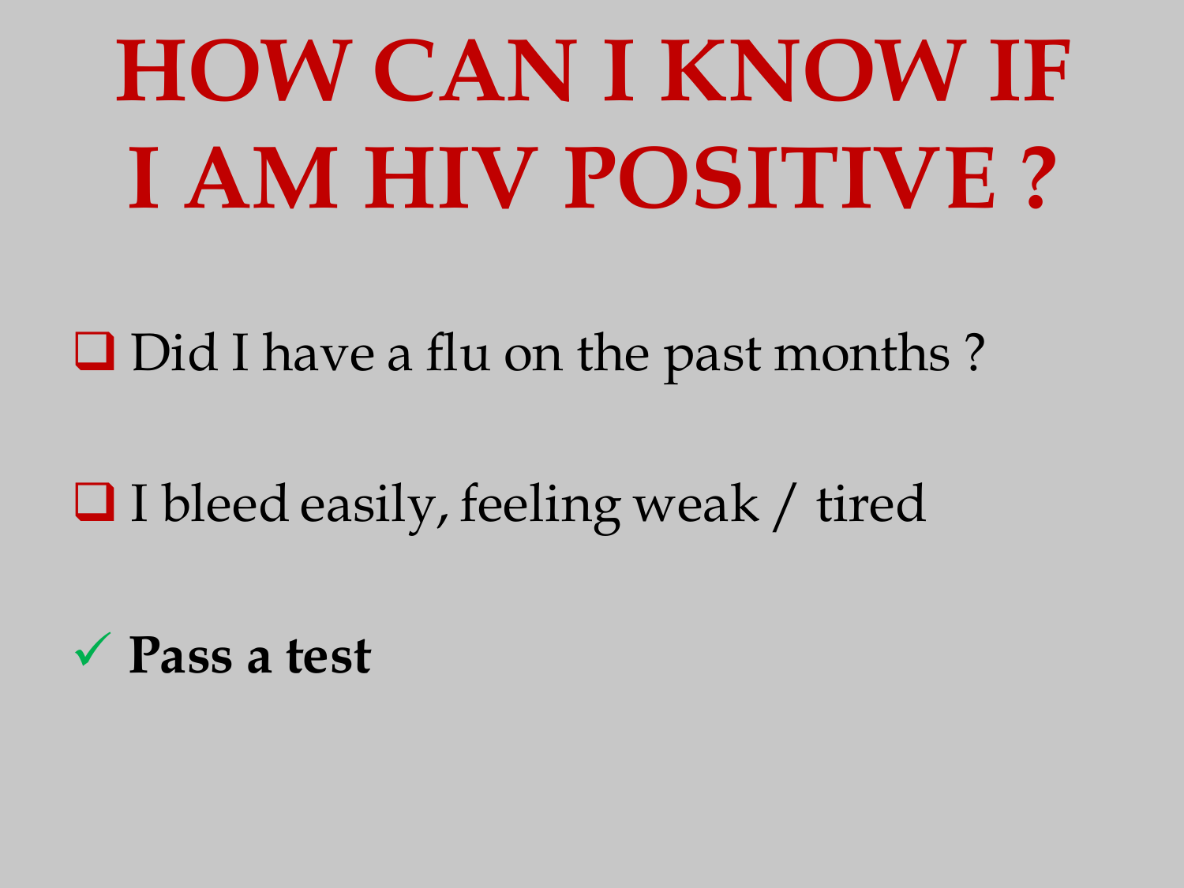# HOW CAN I KNOW IF I AM HIV POSITIVE ?

- ❑ Did I have a flu on the past months ?
- ❑ I bleed easily, feeling weak / tired
- ✓ **Pass a test**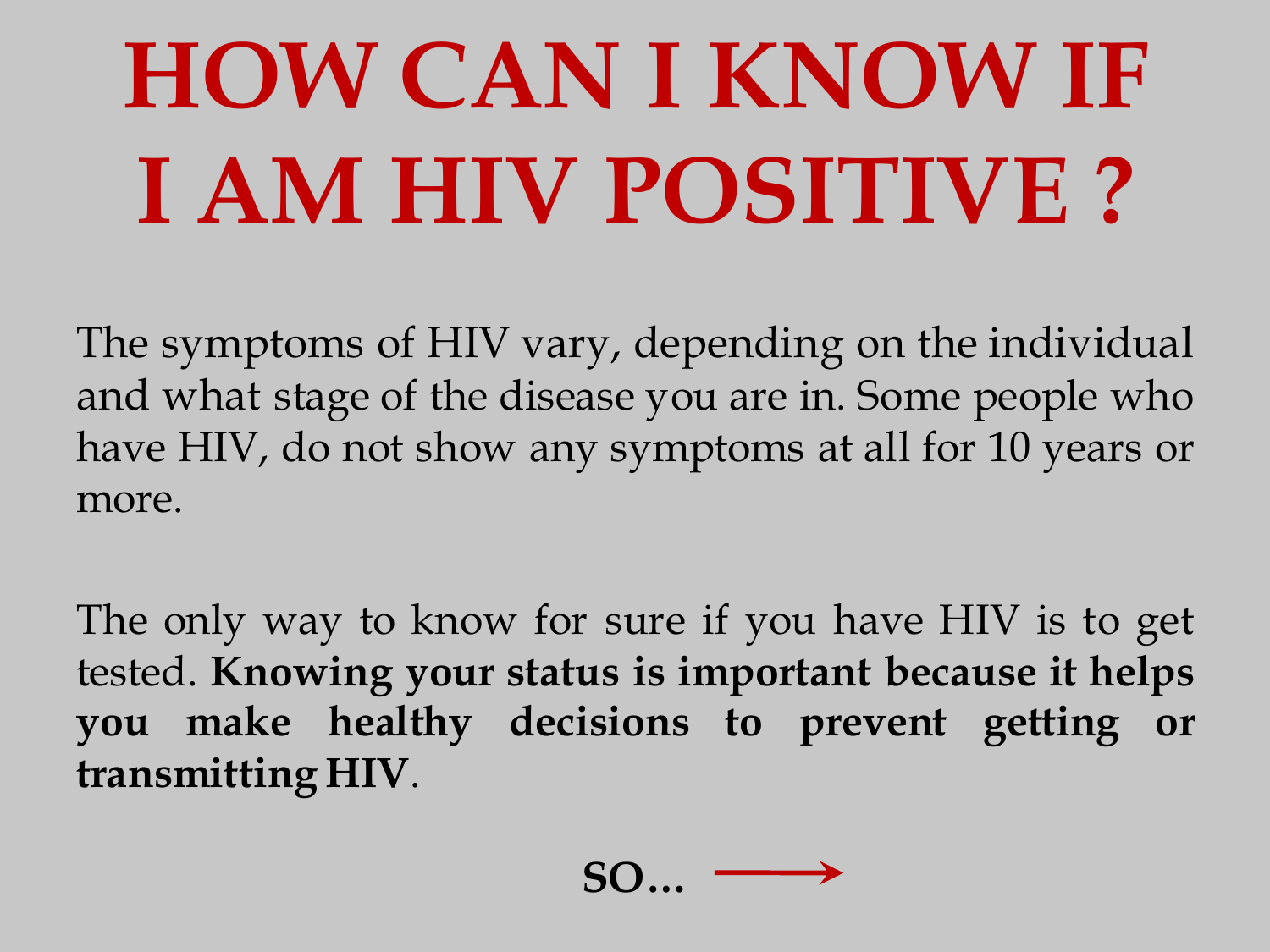# HOW CAN I KNOW IF I AM HIV POSITIVE ?

The symptoms of HIV vary, depending on the individual and what stage of the disease you are in. Some people who have HIV, do not show any symptoms at all for 10 years or more.

The only way to know for sure if you have HIV is to get tested. **Knowing your status is important because it helps you make healthy decisions to prevent getting or transmitting HIV**.

**SO…** →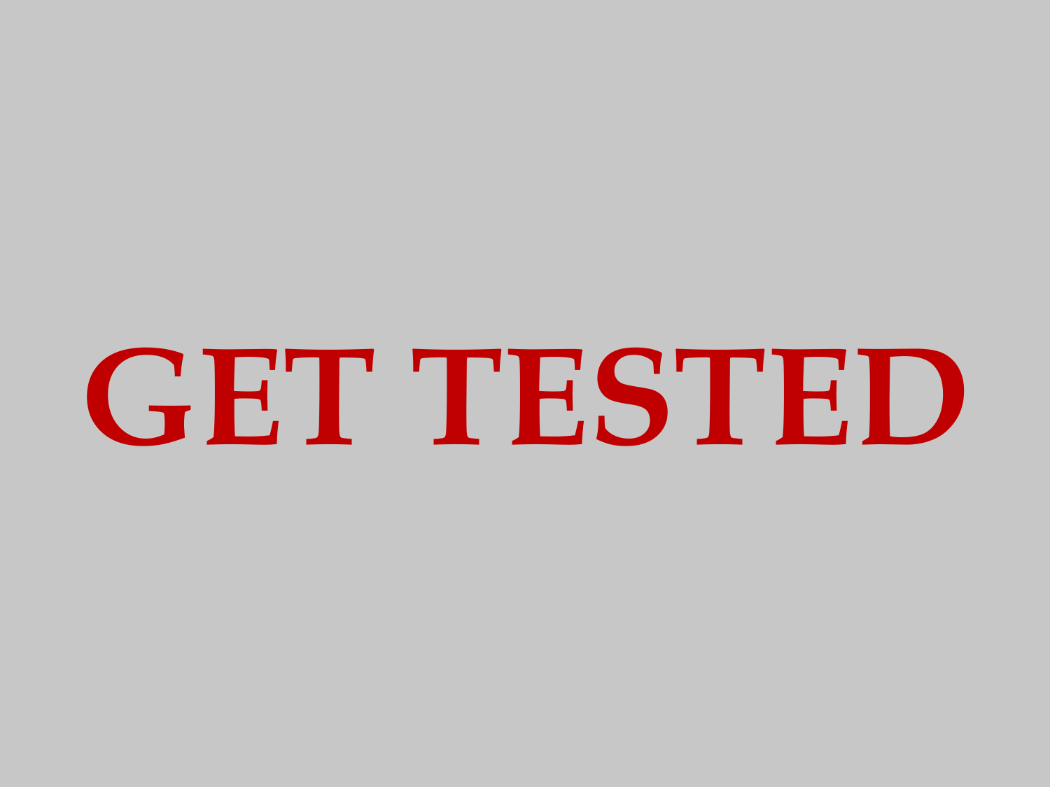# GET TESTED